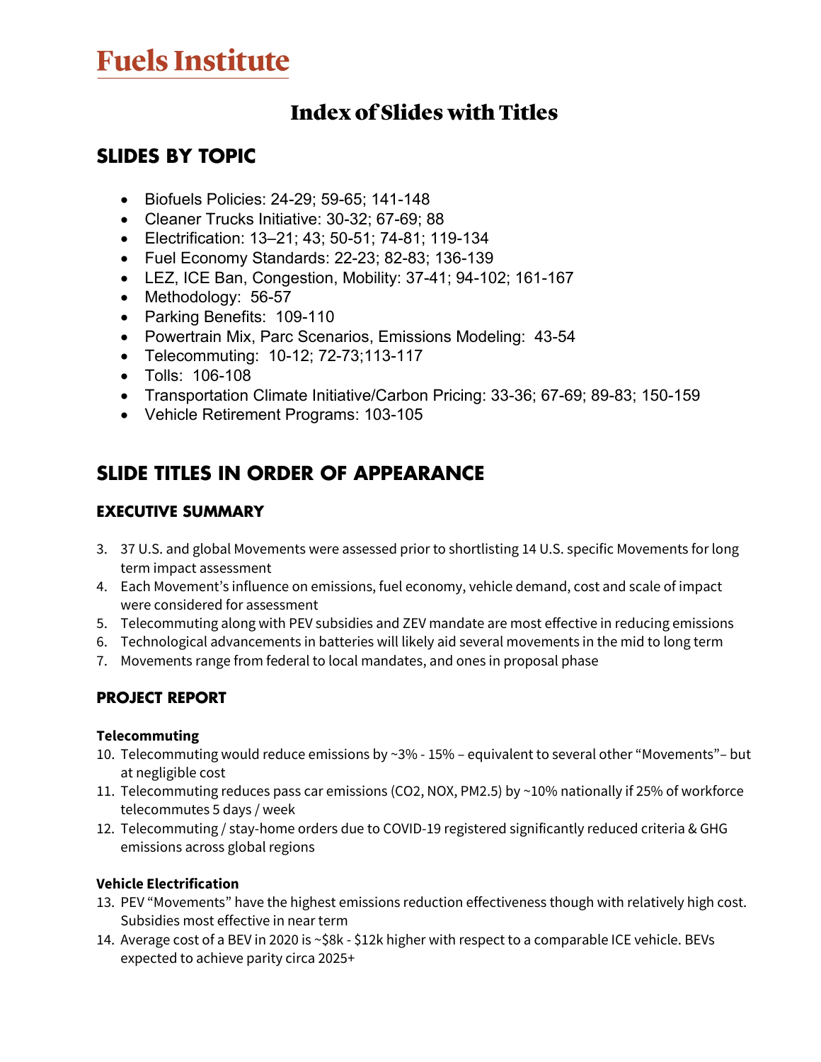# Fuels Institute

## Index of Slides with Titles

### SLIDES BY TOPIC

- Biofuels Policies: 24-29; 59-65; 141-148
- Cleaner Trucks Initiative: 30-32; 67-69; 88
- Electrification: 13–21; 43; 50-51; 74-81; 119-134
- Fuel Economy Standards: 22-23; 82-83; 136-139
- LEZ, ICE Ban, Congestion, Mobility: 37-41; 94-102; 161-167
- Methodology: 56-57
- Parking Benefits: 109-110
- Powertrain Mix, Parc Scenarios, Emissions Modeling: 43-54
- Telecommuting: 10-12; 72-73;113-117
- Tolls: 106-108
- Transportation Climate Initiative/Carbon Pricing: 33-36; 67-69; 89-83; 150-159
- Vehicle Retirement Programs: 103-105

### SLIDE TITLES IN ORDER OF APPEARANCE

#### EXECUTIVE SUMMARY

3. 37 U.S. and global Movements were assessed prior to shortlisting 14 U.S. specific Movements for long term impact assessment
4. Each Movement's influence on emissions, fuel economy, vehicle demand, cost and scale of impact were considered for assessment
5. Telecommuting along with PEV subsidies and ZEV mandate are most effective in reducing emissions
6. Technological advancements in batteries will likely aid several movements in the mid to long term
7. Movements range from federal to local mandates, and ones in proposal phase

#### PROJECT REPORT

**Telecommuting**

10. Telecommuting would reduce emissions by ~3% - 15% – equivalent to several other "Movements"– but at negligible cost
11. Telecommuting reduces pass car emissions (CO2, NOX, PM2.5) by ~10% nationally if 25% of workforce telecommutes 5 days / week
12. Telecommuting / stay-home orders due to COVID-19 registered significantly reduced criteria & GHG emissions across global regions

**Vehicle Electrification**

13. PEV "Movements" have the highest emissions reduction effectiveness though with relatively high cost. Subsidies most effective in near term
14. Average cost of a BEV in 2020 is ~$8k - $12k higher with respect to a comparable ICE vehicle. BEVs expected to achieve parity circa 2025+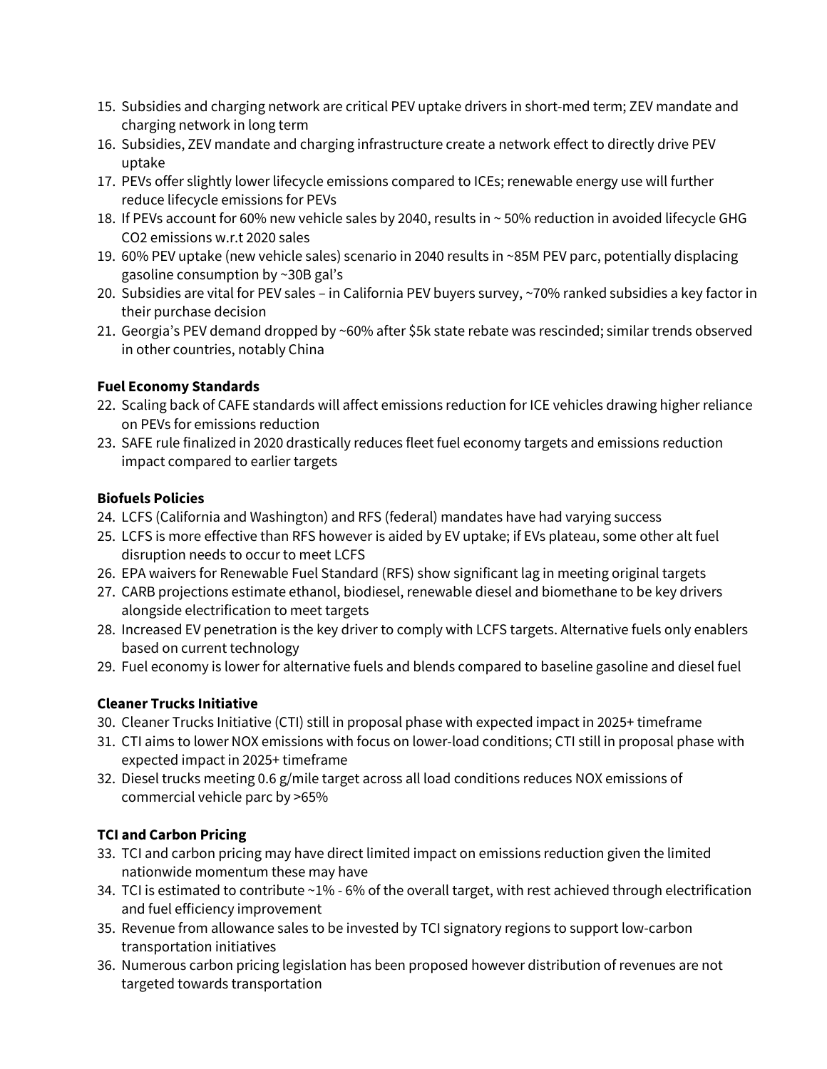15. Subsidies and charging network are critical PEV uptake drivers in short-med term; ZEV mandate and charging network in long term
16. Subsidies, ZEV mandate and charging infrastructure create a network effect to directly drive PEV uptake
17. PEVs offer slightly lower lifecycle emissions compared to ICEs; renewable energy use will further reduce lifecycle emissions for PEVs
18. If PEVs account for 60% new vehicle sales by 2040, results in ~ 50% reduction in avoided lifecycle GHG CO2 emissions w.r.t 2020 sales
19. 60% PEV uptake (new vehicle sales) scenario in 2040 results in ~85M PEV parc, potentially displacing gasoline consumption by ~30B gal's
20. Subsidies are vital for PEV sales – in California PEV buyers survey, ~70% ranked subsidies a key factor in their purchase decision
21. Georgia's PEV demand dropped by ~60% after $5k state rebate was rescinded; similar trends observed in other countries, notably China

**Fuel Economy Standards**

22. Scaling back of CAFE standards will affect emissions reduction for ICE vehicles drawing higher reliance on PEVs for emissions reduction
23. SAFE rule finalized in 2020 drastically reduces fleet fuel economy targets and emissions reduction impact compared to earlier targets

**Biofuels Policies**

24. LCFS (California and Washington) and RFS (federal) mandates have had varying success
25. LCFS is more effective than RFS however is aided by EV uptake; if EVs plateau, some other alt fuel disruption needs to occur to meet LCFS
26. EPA waivers for Renewable Fuel Standard (RFS) show significant lag in meeting original targets
27. CARB projections estimate ethanol, biodiesel, renewable diesel and biomethane to be key drivers alongside electrification to meet targets
28. Increased EV penetration is the key driver to comply with LCFS targets. Alternative fuels only enablers based on current technology
29. Fuel economy is lower for alternative fuels and blends compared to baseline gasoline and diesel fuel

**Cleaner Trucks Initiative**

30. Cleaner Trucks Initiative (CTI) still in proposal phase with expected impact in 2025+ timeframe
31. CTI aims to lower NOX emissions with focus on lower-load conditions; CTI still in proposal phase with expected impact in 2025+ timeframe
32. Diesel trucks meeting 0.6 g/mile target across all load conditions reduces NOX emissions of commercial vehicle parc by >65%

**TCI and Carbon Pricing**

33. TCI and carbon pricing may have direct limited impact on emissions reduction given the limited nationwide momentum these may have
34. TCI is estimated to contribute ~1% - 6% of the overall target, with rest achieved through electrification and fuel efficiency improvement
35. Revenue from allowance sales to be invested by TCI signatory regions to support low-carbon transportation initiatives
36. Numerous carbon pricing legislation has been proposed however distribution of revenues are not targeted towards transportation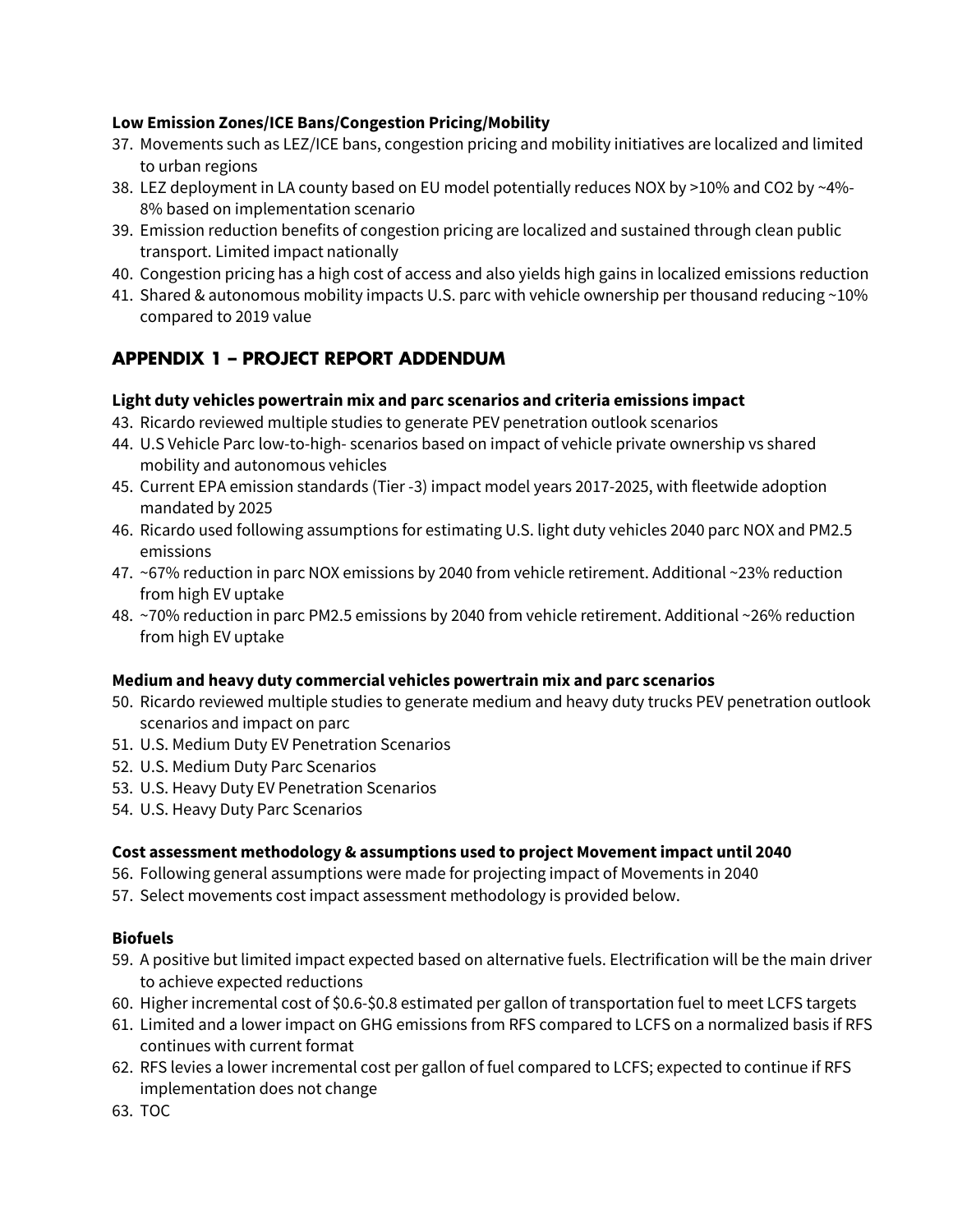**Low Emission Zones/ICE Bans/Congestion Pricing/Mobility**

37. Movements such as LEZ/ICE bans, congestion pricing and mobility initiatives are localized and limited to urban regions
38. LEZ deployment in LA county based on EU model potentially reduces NOX by >10% and CO2 by ~4%-8% based on implementation scenario
39. Emission reduction benefits of congestion pricing are localized and sustained through clean public transport. Limited impact nationally
40. Congestion pricing has a high cost of access and also yields high gains in localized emissions reduction
41. Shared & autonomous mobility impacts U.S. parc with vehicle ownership per thousand reducing ~10% compared to 2019 value

## APPENDIX 1 – PROJECT REPORT ADDENDUM

**Light duty vehicles powertrain mix and parc scenarios and criteria emissions impact**

43. Ricardo reviewed multiple studies to generate PEV penetration outlook scenarios
44. U.S Vehicle Parc low-to-high- scenarios based on impact of vehicle private ownership vs shared mobility and autonomous vehicles
45. Current EPA emission standards (Tier -3) impact model years 2017-2025, with fleetwide adoption mandated by 2025
46. Ricardo used following assumptions for estimating U.S. light duty vehicles 2040 parc NOX and PM2.5 emissions
47. ~67% reduction in parc NOX emissions by 2040 from vehicle retirement. Additional ~23% reduction from high EV uptake
48. ~70% reduction in parc PM2.5 emissions by 2040 from vehicle retirement. Additional ~26% reduction from high EV uptake

**Medium and heavy duty commercial vehicles powertrain mix and parc scenarios**

50. Ricardo reviewed multiple studies to generate medium and heavy duty trucks PEV penetration outlook scenarios and impact on parc
51. U.S. Medium Duty EV Penetration Scenarios
52. U.S. Medium Duty Parc Scenarios
53. U.S. Heavy Duty EV Penetration Scenarios
54. U.S. Heavy Duty Parc Scenarios

**Cost assessment methodology & assumptions used to project Movement impact until 2040**

56. Following general assumptions were made for projecting impact of Movements in 2040
57. Select movements cost impact assessment methodology is provided below.

**Biofuels**

59. A positive but limited impact expected based on alternative fuels. Electrification will be the main driver to achieve expected reductions
60. Higher incremental cost of $0.6-$0.8 estimated per gallon of transportation fuel to meet LCFS targets
61. Limited and a lower impact on GHG emissions from RFS compared to LCFS on a normalized basis if RFS continues with current format
62. RFS levies a lower incremental cost per gallon of fuel compared to LCFS; expected to continue if RFS implementation does not change
63. TOC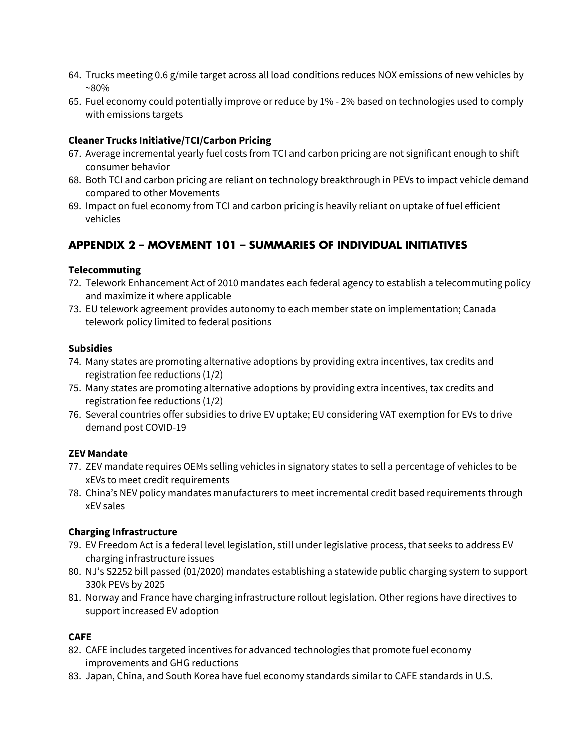64. Trucks meeting 0.6 g/mile target across all load conditions reduces NOX emissions of new vehicles by ~80%
65. Fuel economy could potentially improve or reduce by 1% - 2% based on technologies used to comply with emissions targets

**Cleaner Trucks Initiative/TCI/Carbon Pricing**

67. Average incremental yearly fuel costs from TCI and carbon pricing are not significant enough to shift consumer behavior
68. Both TCI and carbon pricing are reliant on technology breakthrough in PEVs to impact vehicle demand compared to other Movements
69. Impact on fuel economy from TCI and carbon pricing is heavily reliant on uptake of fuel efficient vehicles

## APPENDIX 2 – MOVEMENT 101 – SUMMARIES OF INDIVIDUAL INITIATIVES

**Telecommuting**

72. Telework Enhancement Act of 2010 mandates each federal agency to establish a telecommuting policy and maximize it where applicable
73. EU telework agreement provides autonomy to each member state on implementation; Canada telework policy limited to federal positions

**Subsidies**

74. Many states are promoting alternative adoptions by providing extra incentives, tax credits and registration fee reductions (1/2)
75. Many states are promoting alternative adoptions by providing extra incentives, tax credits and registration fee reductions (1/2)
76. Several countries offer subsidies to drive EV uptake; EU considering VAT exemption for EVs to drive demand post COVID-19

**ZEV Mandate**

77. ZEV mandate requires OEMs selling vehicles in signatory states to sell a percentage of vehicles to be xEVs to meet credit requirements
78. China's NEV policy mandates manufacturers to meet incremental credit based requirements through xEV sales

**Charging Infrastructure**

79. EV Freedom Act is a federal level legislation, still under legislative process, that seeks to address EV charging infrastructure issues
80. NJ's S2252 bill passed (01/2020) mandates establishing a statewide public charging system to support 330k PEVs by 2025
81. Norway and France have charging infrastructure rollout legislation. Other regions have directives to support increased EV adoption

**CAFE**

82. CAFE includes targeted incentives for advanced technologies that promote fuel economy improvements and GHG reductions
83. Japan, China, and South Korea have fuel economy standards similar to CAFE standards in U.S.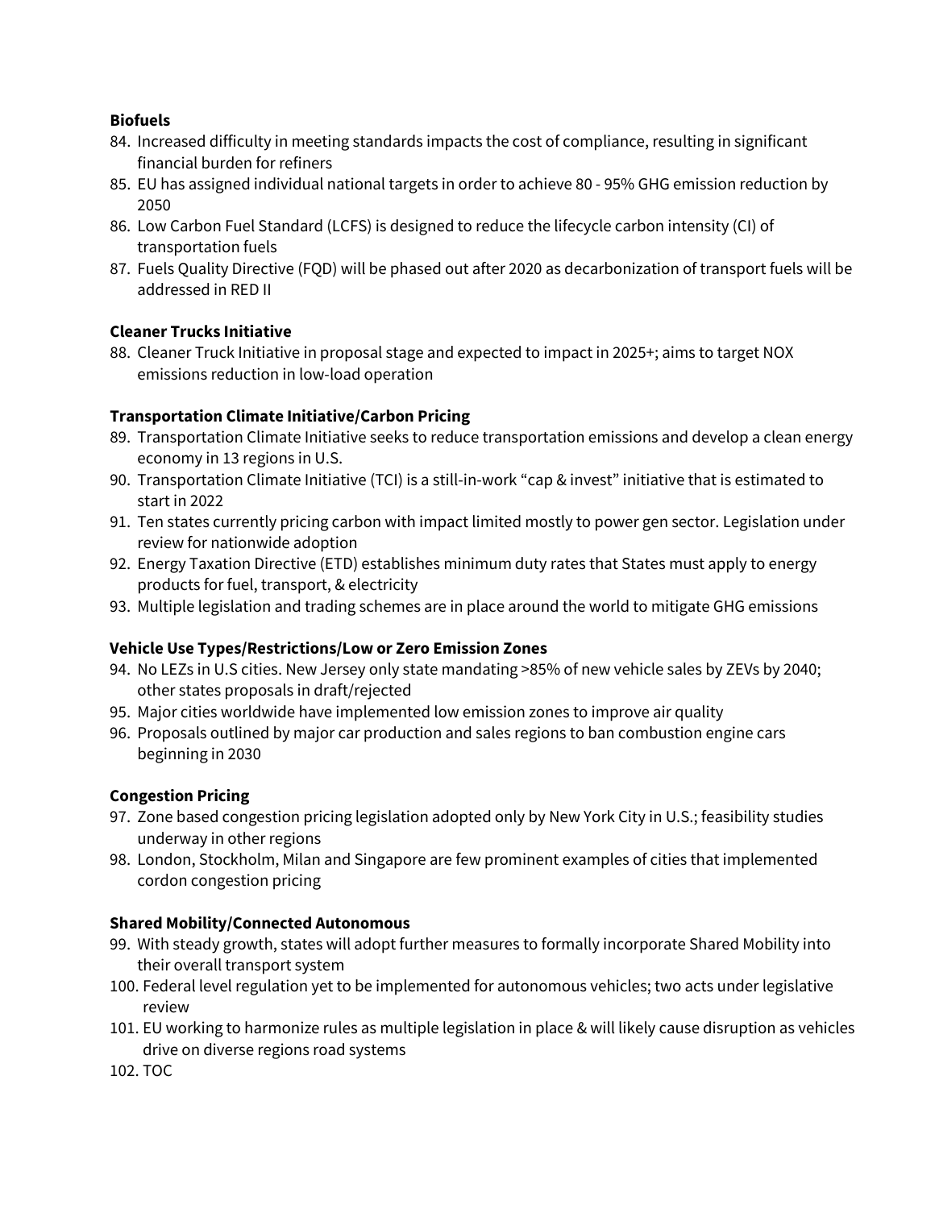**Biofuels**

84. Increased difficulty in meeting standards impacts the cost of compliance, resulting in significant financial burden for refiners
85. EU has assigned individual national targets in order to achieve 80 - 95% GHG emission reduction by 2050
86. Low Carbon Fuel Standard (LCFS) is designed to reduce the lifecycle carbon intensity (CI) of transportation fuels
87. Fuels Quality Directive (FQD) will be phased out after 2020 as decarbonization of transport fuels will be addressed in RED II

**Cleaner Trucks Initiative**

88. Cleaner Truck Initiative in proposal stage and expected to impact in 2025+; aims to target NOX emissions reduction in low-load operation

**Transportation Climate Initiative/Carbon Pricing**

89. Transportation Climate Initiative seeks to reduce transportation emissions and develop a clean energy economy in 13 regions in U.S.
90. Transportation Climate Initiative (TCI) is a still-in-work "cap & invest" initiative that is estimated to start in 2022
91. Ten states currently pricing carbon with impact limited mostly to power gen sector. Legislation under review for nationwide adoption
92. Energy Taxation Directive (ETD) establishes minimum duty rates that States must apply to energy products for fuel, transport, & electricity
93. Multiple legislation and trading schemes are in place around the world to mitigate GHG emissions

**Vehicle Use Types/Restrictions/Low or Zero Emission Zones**

94. No LEZs in U.S cities. New Jersey only state mandating >85% of new vehicle sales by ZEVs by 2040; other states proposals in draft/rejected
95. Major cities worldwide have implemented low emission zones to improve air quality
96. Proposals outlined by major car production and sales regions to ban combustion engine cars beginning in 2030

**Congestion Pricing**

97. Zone based congestion pricing legislation adopted only by New York City in U.S.; feasibility studies underway in other regions
98. London, Stockholm, Milan and Singapore are few prominent examples of cities that implemented cordon congestion pricing

**Shared Mobility/Connected Autonomous**

99. With steady growth, states will adopt further measures to formally incorporate Shared Mobility into their overall transport system
100. Federal level regulation yet to be implemented for autonomous vehicles; two acts under legislative review
101. EU working to harmonize rules as multiple legislation in place & will likely cause disruption as vehicles drive on diverse regions road systems
102. TOC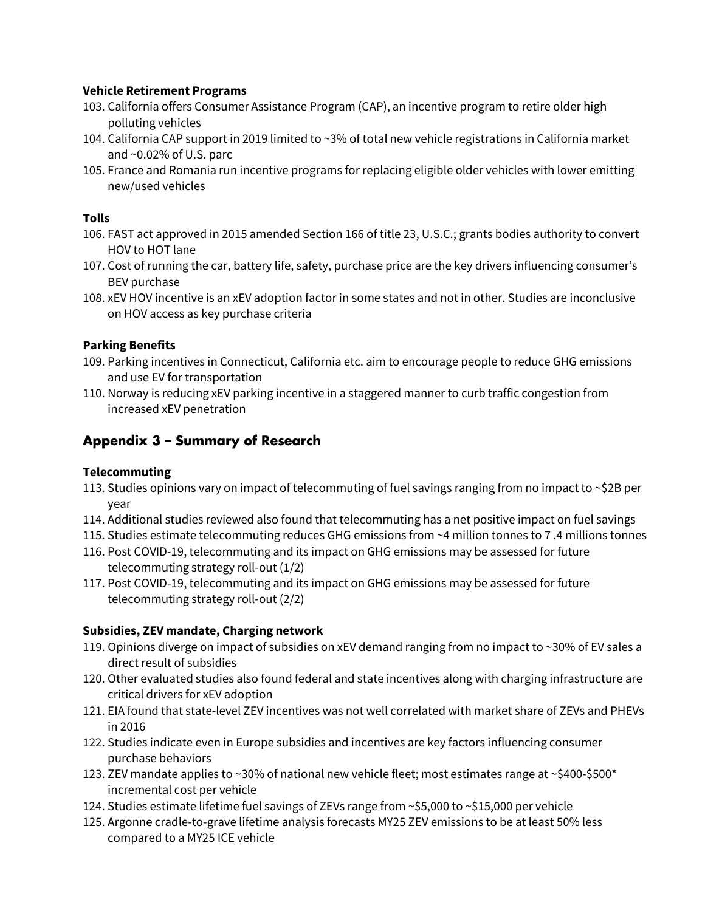**Vehicle Retirement Programs**

103. California offers Consumer Assistance Program (CAP), an incentive program to retire older high polluting vehicles
104. California CAP support in 2019 limited to ~3% of total new vehicle registrations in California market and ~0.02% of U.S. parc
105. France and Romania run incentive programs for replacing eligible older vehicles with lower emitting new/used vehicles

**Tolls**

106. FAST act approved in 2015 amended Section 166 of title 23, U.S.C.; grants bodies authority to convert HOV to HOT lane
107. Cost of running the car, battery life, safety, purchase price are the key drivers influencing consumer's BEV purchase
108. xEV HOV incentive is an xEV adoption factor in some states and not in other. Studies are inconclusive on HOV access as key purchase criteria

**Parking Benefits**

109. Parking incentives in Connecticut, California etc. aim to encourage people to reduce GHG emissions and use EV for transportation
110. Norway is reducing xEV parking incentive in a staggered manner to curb traffic congestion from increased xEV penetration

## Appendix 3 – Summary of Research

**Telecommuting**

113. Studies opinions vary on impact of telecommuting of fuel savings ranging from no impact to ~$2B per year
114. Additional studies reviewed also found that telecommuting has a net positive impact on fuel savings
115. Studies estimate telecommuting reduces GHG emissions from ~4 million tonnes to 7 .4 millions tonnes
116. Post COVID-19, telecommuting and its impact on GHG emissions may be assessed for future telecommuting strategy roll-out (1/2)
117. Post COVID-19, telecommuting and its impact on GHG emissions may be assessed for future telecommuting strategy roll-out (2/2)

**Subsidies, ZEV mandate, Charging network**

119. Opinions diverge on impact of subsidies on xEV demand ranging from no impact to ~30% of EV sales a direct result of subsidies
120. Other evaluated studies also found federal and state incentives along with charging infrastructure are critical drivers for xEV adoption
121. EIA found that state-level ZEV incentives was not well correlated with market share of ZEVs and PHEVs in 2016
122. Studies indicate even in Europe subsidies and incentives are key factors influencing consumer purchase behaviors
123. ZEV mandate applies to ~30% of national new vehicle fleet; most estimates range at ~$400-$500* incremental cost per vehicle
124. Studies estimate lifetime fuel savings of ZEVs range from ~$5,000 to ~$15,000 per vehicle
125. Argonne cradle-to-grave lifetime analysis forecasts MY25 ZEV emissions to be at least 50% less compared to a MY25 ICE vehicle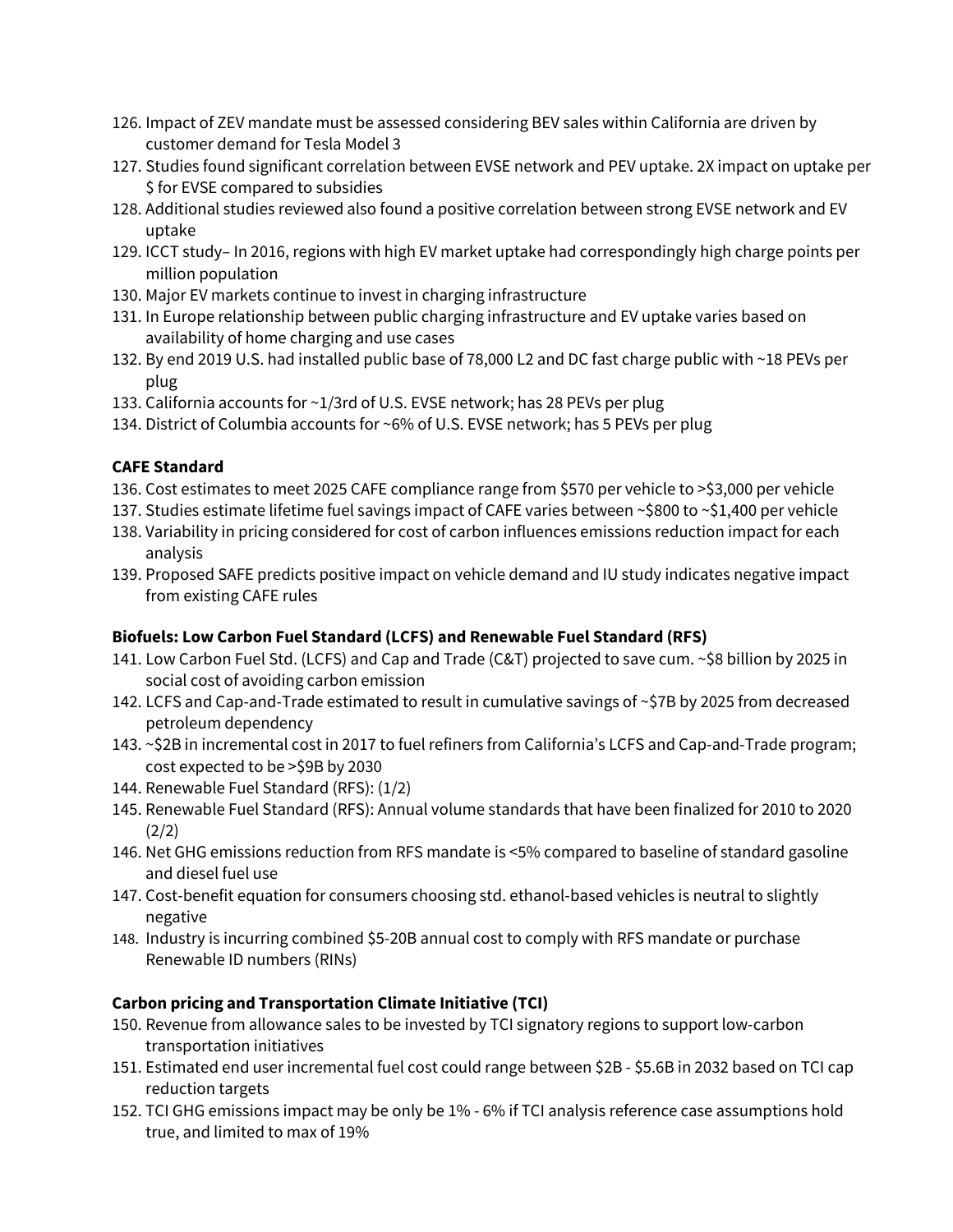126. Impact of ZEV mandate must be assessed considering BEV sales within California are driven by customer demand for Tesla Model 3
127. Studies found significant correlation between EVSE network and PEV uptake. 2X impact on uptake per $ for EVSE compared to subsidies
128. Additional studies reviewed also found a positive correlation between strong EVSE network and EV uptake
129. ICCT study– In 2016, regions with high EV market uptake had correspondingly high charge points per million population
130. Major EV markets continue to invest in charging infrastructure
131. In Europe relationship between public charging infrastructure and EV uptake varies based on availability of home charging and use cases
132. By end 2019 U.S. had installed public base of 78,000 L2 and DC fast charge public with ~18 PEVs per plug
133. California accounts for ~1/3rd of U.S. EVSE network; has 28 PEVs per plug
134. District of Columbia accounts for ~6% of U.S. EVSE network; has 5 PEVs per plug

**CAFE Standard**

136. Cost estimates to meet 2025 CAFE compliance range from $570 per vehicle to >$3,000 per vehicle
137. Studies estimate lifetime fuel savings impact of CAFE varies between ~$800 to ~$1,400 per vehicle
138. Variability in pricing considered for cost of carbon influences emissions reduction impact for each analysis
139. Proposed SAFE predicts positive impact on vehicle demand and IU study indicates negative impact from existing CAFE rules

**Biofuels: Low Carbon Fuel Standard (LCFS) and Renewable Fuel Standard (RFS)**

141. Low Carbon Fuel Std. (LCFS) and Cap and Trade (C&T) projected to save cum. ~$8 billion by 2025 in social cost of avoiding carbon emission
142. LCFS and Cap-and-Trade estimated to result in cumulative savings of ~$7B by 2025 from decreased petroleum dependency
143. ~$2B in incremental cost in 2017 to fuel refiners from California's LCFS and Cap-and-Trade program; cost expected to be >$9B by 2030
144. Renewable Fuel Standard (RFS): (1/2)
145. Renewable Fuel Standard (RFS): Annual volume standards that have been finalized for 2010 to 2020 (2/2)
146. Net GHG emissions reduction from RFS mandate is <5% compared to baseline of standard gasoline and diesel fuel use
147. Cost-benefit equation for consumers choosing std. ethanol-based vehicles is neutral to slightly negative
148. Industry is incurring combined $5-20B annual cost to comply with RFS mandate or purchase Renewable ID numbers (RINs)

**Carbon pricing and Transportation Climate Initiative (TCI)**

150. Revenue from allowance sales to be invested by TCI signatory regions to support low-carbon transportation initiatives
151. Estimated end user incremental fuel cost could range between $2B - $5.6B in 2032 based on TCI cap reduction targets
152. TCI GHG emissions impact may be only be 1% - 6% if TCI analysis reference case assumptions hold true, and limited to max of 19%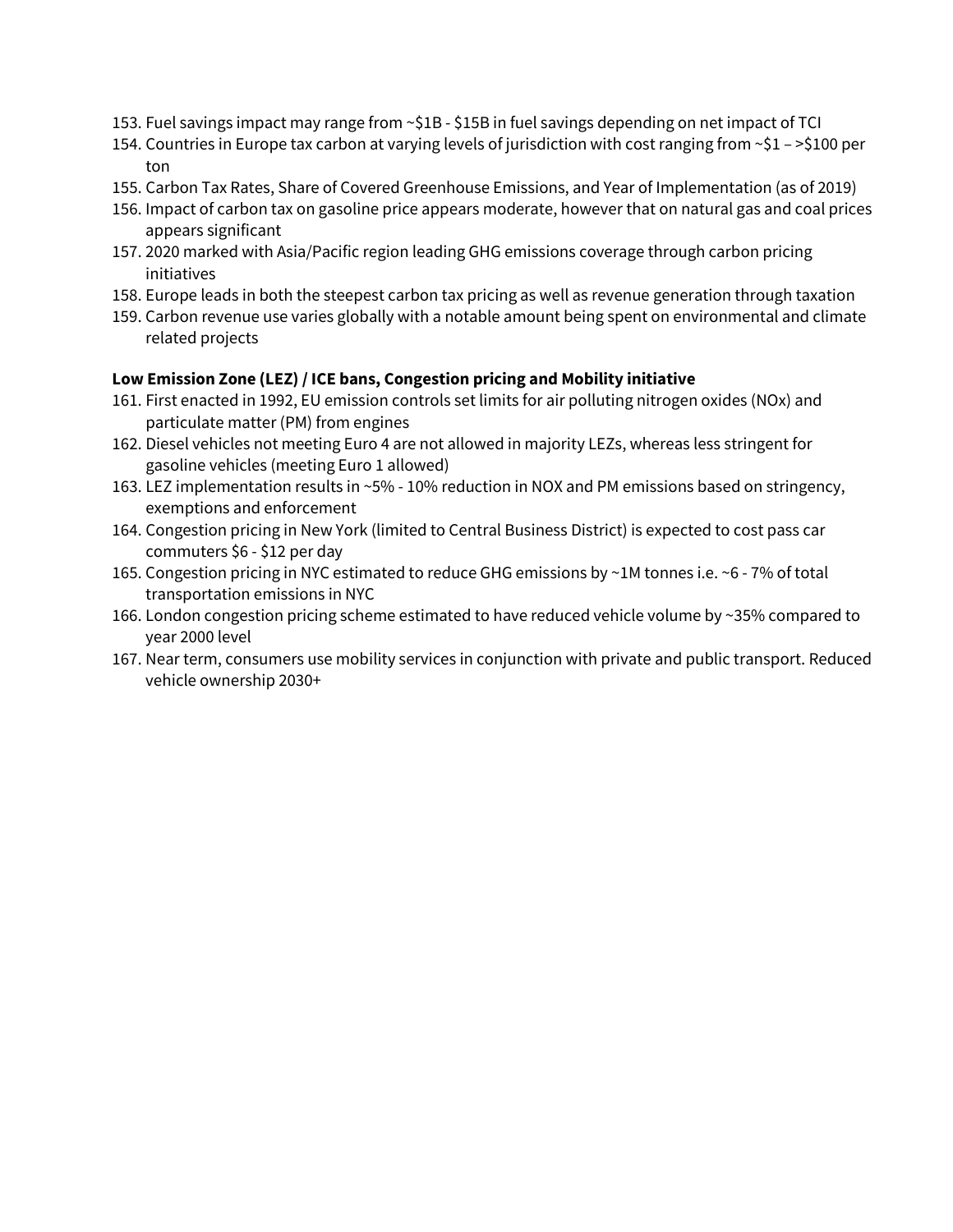153. Fuel savings impact may range from ~$1B - $15B in fuel savings depending on net impact of TCI
154. Countries in Europe tax carbon at varying levels of jurisdiction with cost ranging from ~$1 – >$100 per ton
155. Carbon Tax Rates, Share of Covered Greenhouse Emissions, and Year of Implementation (as of 2019)
156. Impact of carbon tax on gasoline price appears moderate, however that on natural gas and coal prices appears significant
157. 2020 marked with Asia/Pacific region leading GHG emissions coverage through carbon pricing initiatives
158. Europe leads in both the steepest carbon tax pricing as well as revenue generation through taxation
159. Carbon revenue use varies globally with a notable amount being spent on environmental and climate related projects

**Low Emission Zone (LEZ) / ICE bans, Congestion pricing and Mobility initiative**

161. First enacted in 1992, EU emission controls set limits for air polluting nitrogen oxides (NOx) and particulate matter (PM) from engines
162. Diesel vehicles not meeting Euro 4 are not allowed in majority LEZs, whereas less stringent for gasoline vehicles (meeting Euro 1 allowed)
163. LEZ implementation results in ~5% - 10% reduction in NOX and PM emissions based on stringency, exemptions and enforcement
164. Congestion pricing in New York (limited to Central Business District) is expected to cost pass car commuters $6 - $12 per day
165. Congestion pricing in NYC estimated to reduce GHG emissions by ~1M tonnes i.e. ~6 - 7% of total transportation emissions in NYC
166. London congestion pricing scheme estimated to have reduced vehicle volume by ~35% compared to year 2000 level
167. Near term, consumers use mobility services in conjunction with private and public transport. Reduced vehicle ownership 2030+